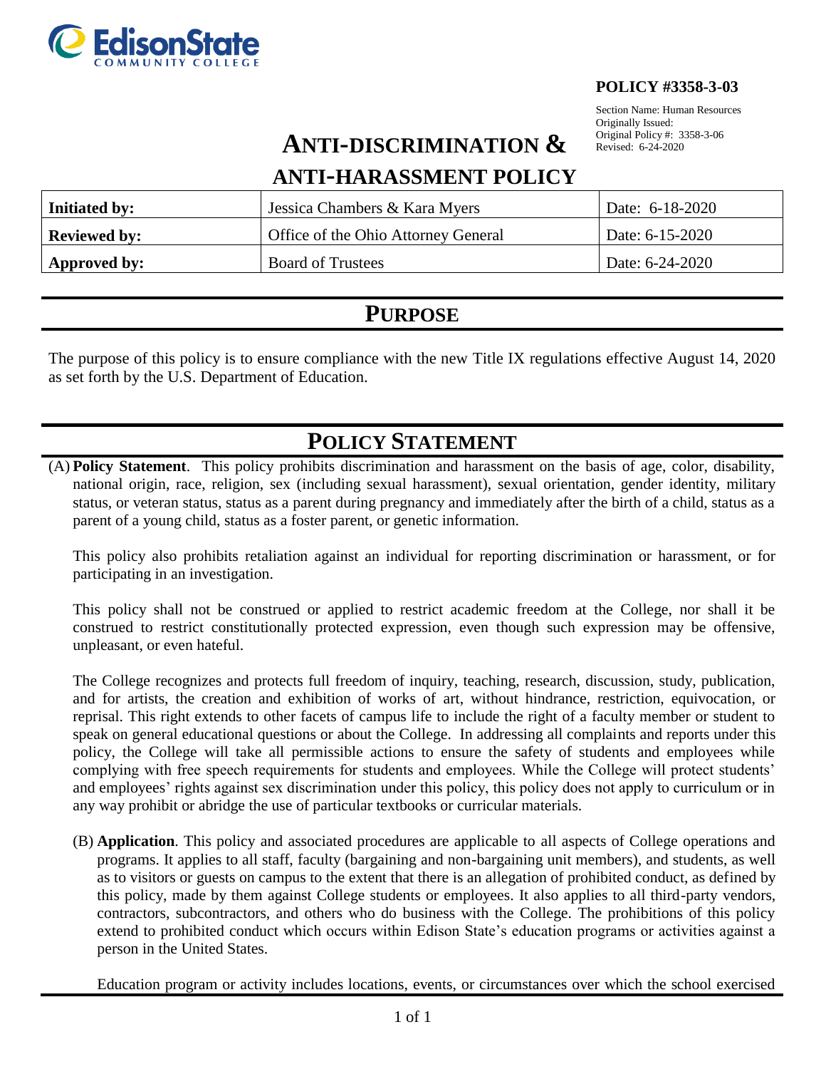**POLICY #3358-3-03**

Section Name: Human Resources
Originally Issued:
Original Policy #: 3358-3-06
Revised: 6-24-2020

# ANTI-DISCRIMINATION & ANTI-HARASSMENT POLICY

| | | |
|---|---|---|
| **Initiated by:** | Jessica Chambers & Kara Myers | Date: 6-18-2020 |
| **Reviewed by:** | Office of the Ohio Attorney General | Date: 6-15-2020 |
| **Approved by:** | Board of Trustees | Date: 6-24-2020 |

## PURPOSE

The purpose of this policy is to ensure compliance with the new Title IX regulations effective August 14, 2020 as set forth by the U.S. Department of Education.

## POLICY STATEMENT

(A) **Policy Statement**. This policy prohibits discrimination and harassment on the basis of age, color, disability, national origin, race, religion, sex (including sexual harassment), sexual orientation, gender identity, military status, or veteran status, status as a parent during pregnancy and immediately after the birth of a child, status as a parent of a young child, status as a foster parent, or genetic information.

This policy also prohibits retaliation against an individual for reporting discrimination or harassment, or for participating in an investigation.

This policy shall not be construed or applied to restrict academic freedom at the College, nor shall it be construed to restrict constitutionally protected expression, even though such expression may be offensive, unpleasant, or even hateful.

The College recognizes and protects full freedom of inquiry, teaching, research, discussion, study, publication, and for artists, the creation and exhibition of works of art, without hindrance, restriction, equivocation, or reprisal. This right extends to other facets of campus life to include the right of a faculty member or student to speak on general educational questions or about the College. In addressing all complaints and reports under this policy, the College will take all permissible actions to ensure the safety of students and employees while complying with free speech requirements for students and employees. While the College will protect students' and employees' rights against sex discrimination under this policy, this policy does not apply to curriculum or in any way prohibit or abridge the use of particular textbooks or curricular materials.

(B) **Application**. This policy and associated procedures are applicable to all aspects of College operations and programs. It applies to all staff, faculty (bargaining and non-bargaining unit members), and students, as well as to visitors or guests on campus to the extent that there is an allegation of prohibited conduct, as defined by this policy, made by them against College students or employees. It also applies to all third-party vendors, contractors, subcontractors, and others who do business with the College. The prohibitions of this policy extend to prohibited conduct which occurs within Edison State's education programs or activities against a person in the United States.

Education program or activity includes locations, events, or circumstances over which the school exercised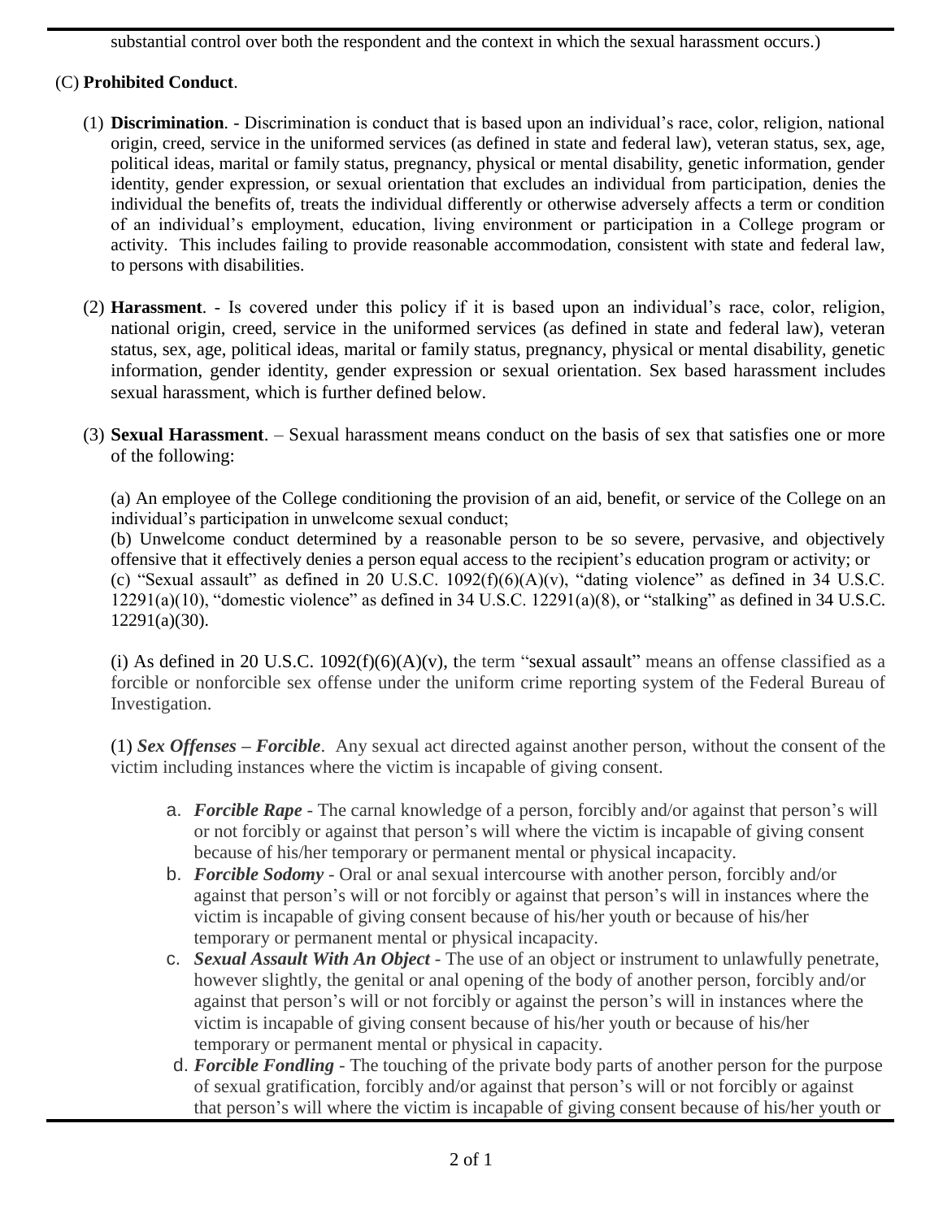substantial control over both the respondent and the context in which the sexual harassment occurs.)

(C) **Prohibited Conduct**.

(1) **Discrimination**. - Discrimination is conduct that is based upon an individual's race, color, religion, national origin, creed, service in the uniformed services (as defined in state and federal law), veteran status, sex, age, political ideas, marital or family status, pregnancy, physical or mental disability, genetic information, gender identity, gender expression, or sexual orientation that excludes an individual from participation, denies the individual the benefits of, treats the individual differently or otherwise adversely affects a term or condition of an individual's employment, education, living environment or participation in a College program or activity. This includes failing to provide reasonable accommodation, consistent with state and federal law, to persons with disabilities.

(2) **Harassment**. - Is covered under this policy if it is based upon an individual's race, color, religion, national origin, creed, service in the uniformed services (as defined in state and federal law), veteran status, sex, age, political ideas, marital or family status, pregnancy, physical or mental disability, genetic information, gender identity, gender expression or sexual orientation. Sex based harassment includes sexual harassment, which is further defined below.

(3) **Sexual Harassment**. – Sexual harassment means conduct on the basis of sex that satisfies one or more of the following:

(a) An employee of the College conditioning the provision of an aid, benefit, or service of the College on an individual's participation in unwelcome sexual conduct;
(b) Unwelcome conduct determined by a reasonable person to be so severe, pervasive, and objectively offensive that it effectively denies a person equal access to the recipient's education program or activity; or
(c) "Sexual assault" as defined in 20 U.S.C. 1092(f)(6)(A)(v), "dating violence" as defined in 34 U.S.C. 12291(a)(10), "domestic violence" as defined in 34 U.S.C. 12291(a)(8), or "stalking" as defined in 34 U.S.C. 12291(a)(30).

(i) As defined in 20 U.S.C. 1092(f)(6)(A)(v), the term "sexual assault" means an offense classified as a forcible or nonforcible sex offense under the uniform crime reporting system of the Federal Bureau of Investigation.

(1) ***Sex Offenses – Forcible***. Any sexual act directed against another person, without the consent of the victim including instances where the victim is incapable of giving consent.

a. ***Forcible Rape*** - The carnal knowledge of a person, forcibly and/or against that person's will or not forcibly or against that person's will where the victim is incapable of giving consent because of his/her temporary or permanent mental or physical incapacity.
b. ***Forcible Sodomy*** - Oral or anal sexual intercourse with another person, forcibly and/or against that person's will or not forcibly or against that person's will in instances where the victim is incapable of giving consent because of his/her youth or because of his/her temporary or permanent mental or physical incapacity.
c. ***Sexual Assault With An Object*** - The use of an object or instrument to unlawfully penetrate, however slightly, the genital or anal opening of the body of another person, forcibly and/or against that person's will or not forcibly or against the person's will in instances where the victim is incapable of giving consent because of his/her youth or because of his/her temporary or permanent mental or physical in capacity.
d. ***Forcible Fondling*** - The touching of the private body parts of another person for the purpose of sexual gratification, forcibly and/or against that person's will or not forcibly or against that person's will where the victim is incapable of giving consent because of his/her youth or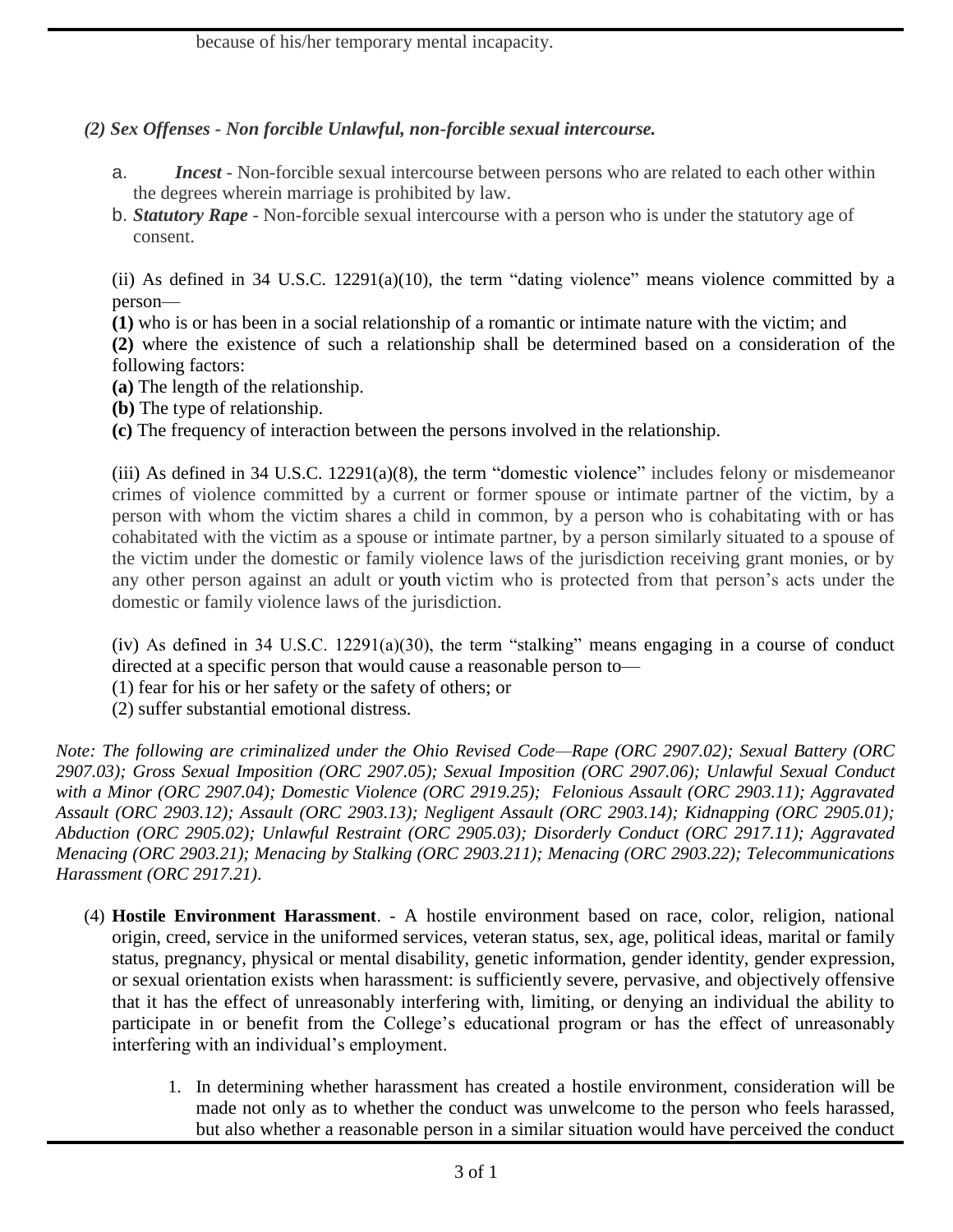because of his/her temporary mental incapacity.

*(2) Sex Offenses - Non forcible Unlawful, non-forcible sexual intercourse.*

a. ***Incest*** - Non-forcible sexual intercourse between persons who are related to each other within the degrees wherein marriage is prohibited by law.

b. ***Statutory Rape*** - Non-forcible sexual intercourse with a person who is under the statutory age of consent.

(ii) As defined in 34 U.S.C. 12291(a)(10), the term "dating violence" means violence committed by a person—

**(1)** who is or has been in a social relationship of a romantic or intimate nature with the victim; and

**(2)** where the existence of such a relationship shall be determined based on a consideration of the following factors:

**(a)** The length of the relationship.

**(b)** The type of relationship.

**(c)** The frequency of interaction between the persons involved in the relationship.

(iii) As defined in 34 U.S.C. 12291(a)(8), the term "domestic violence" includes felony or misdemeanor crimes of violence committed by a current or former spouse or intimate partner of the victim, by a person with whom the victim shares a child in common, by a person who is cohabitating with or has cohabitated with the victim as a spouse or intimate partner, by a person similarly situated to a spouse of the victim under the domestic or family violence laws of the jurisdiction receiving grant monies, or by any other person against an adult or youth victim who is protected from that person's acts under the domestic or family violence laws of the jurisdiction.

(iv) As defined in 34 U.S.C. 12291(a)(30), the term "stalking" means engaging in a course of conduct directed at a specific person that would cause a reasonable person to—

(1) fear for his or her safety or the safety of others; or

(2) suffer substantial emotional distress.

*Note: The following are criminalized under the Ohio Revised Code—Rape (ORC 2907.02); Sexual Battery (ORC 2907.03); Gross Sexual Imposition (ORC 2907.05); Sexual Imposition (ORC 2907.06); Unlawful Sexual Conduct with a Minor (ORC 2907.04); Domestic Violence (ORC 2919.25); Felonious Assault (ORC 2903.11); Aggravated Assault (ORC 2903.12); Assault (ORC 2903.13); Negligent Assault (ORC 2903.14); Kidnapping (ORC 2905.01); Abduction (ORC 2905.02); Unlawful Restraint (ORC 2905.03); Disorderly Conduct (ORC 2917.11); Aggravated Menacing (ORC 2903.21); Menacing by Stalking (ORC 2903.211); Menacing (ORC 2903.22); Telecommunications Harassment (ORC 2917.21).*

(4) **Hostile Environment Harassment**. - A hostile environment based on race, color, religion, national origin, creed, service in the uniformed services, veteran status, sex, age, political ideas, marital or family status, pregnancy, physical or mental disability, genetic information, gender identity, gender expression, or sexual orientation exists when harassment: is sufficiently severe, pervasive, and objectively offensive that it has the effect of unreasonably interfering with, limiting, or denying an individual the ability to participate in or benefit from the College's educational program or has the effect of unreasonably interfering with an individual's employment.

1. In determining whether harassment has created a hostile environment, consideration will be made not only as to whether the conduct was unwelcome to the person who feels harassed, but also whether a reasonable person in a similar situation would have perceived the conduct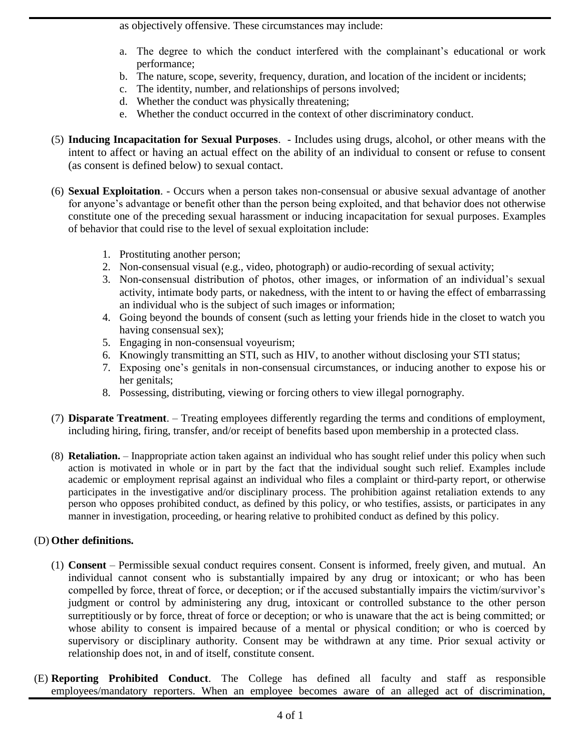as objectively offensive. These circumstances may include:

a. The degree to which the conduct interfered with the complainant's educational or work performance;
b. The nature, scope, severity, frequency, duration, and location of the incident or incidents;
c. The identity, number, and relationships of persons involved;
d. Whether the conduct was physically threatening;
e. Whether the conduct occurred in the context of other discriminatory conduct.

(5) **Inducing Incapacitation for Sexual Purposes**. - Includes using drugs, alcohol, or other means with the intent to affect or having an actual effect on the ability of an individual to consent or refuse to consent (as consent is defined below) to sexual contact.

(6) **Sexual Exploitation**. - Occurs when a person takes non-consensual or abusive sexual advantage of another for anyone's advantage or benefit other than the person being exploited, and that behavior does not otherwise constitute one of the preceding sexual harassment or inducing incapacitation for sexual purposes. Examples of behavior that could rise to the level of sexual exploitation include:

1. Prostituting another person;
2. Non-consensual visual (e.g., video, photograph) or audio-recording of sexual activity;
3. Non-consensual distribution of photos, other images, or information of an individual's sexual activity, intimate body parts, or nakedness, with the intent to or having the effect of embarrassing an individual who is the subject of such images or information;
4. Going beyond the bounds of consent (such as letting your friends hide in the closet to watch you having consensual sex);
5. Engaging in non-consensual voyeurism;
6. Knowingly transmitting an STI, such as HIV, to another without disclosing your STI status;
7. Exposing one's genitals in non-consensual circumstances, or inducing another to expose his or her genitals;
8. Possessing, distributing, viewing or forcing others to view illegal pornography.

(7) **Disparate Treatment**. – Treating employees differently regarding the terms and conditions of employment, including hiring, firing, transfer, and/or receipt of benefits based upon membership in a protected class.

(8) **Retaliation.** – Inappropriate action taken against an individual who has sought relief under this policy when such action is motivated in whole or in part by the fact that the individual sought such relief. Examples include academic or employment reprisal against an individual who files a complaint or third-party report, or otherwise participates in the investigative and/or disciplinary process. The prohibition against retaliation extends to any person who opposes prohibited conduct, as defined by this policy, or who testifies, assists, or participates in any manner in investigation, proceeding, or hearing relative to prohibited conduct as defined by this policy.

(D) **Other definitions.**

(1) **Consent** – Permissible sexual conduct requires consent. Consent is informed, freely given, and mutual. An individual cannot consent who is substantially impaired by any drug or intoxicant; or who has been compelled by force, threat of force, or deception; or if the accused substantially impairs the victim/survivor's judgment or control by administering any drug, intoxicant or controlled substance to the other person surreptitiously or by force, threat of force or deception; or who is unaware that the act is being committed; or whose ability to consent is impaired because of a mental or physical condition; or who is coerced by supervisory or disciplinary authority. Consent may be withdrawn at any time. Prior sexual activity or relationship does not, in and of itself, constitute consent.

(E) **Reporting Prohibited Conduct**. The College has defined all faculty and staff as responsible employees/mandatory reporters. When an employee becomes aware of an alleged act of discrimination,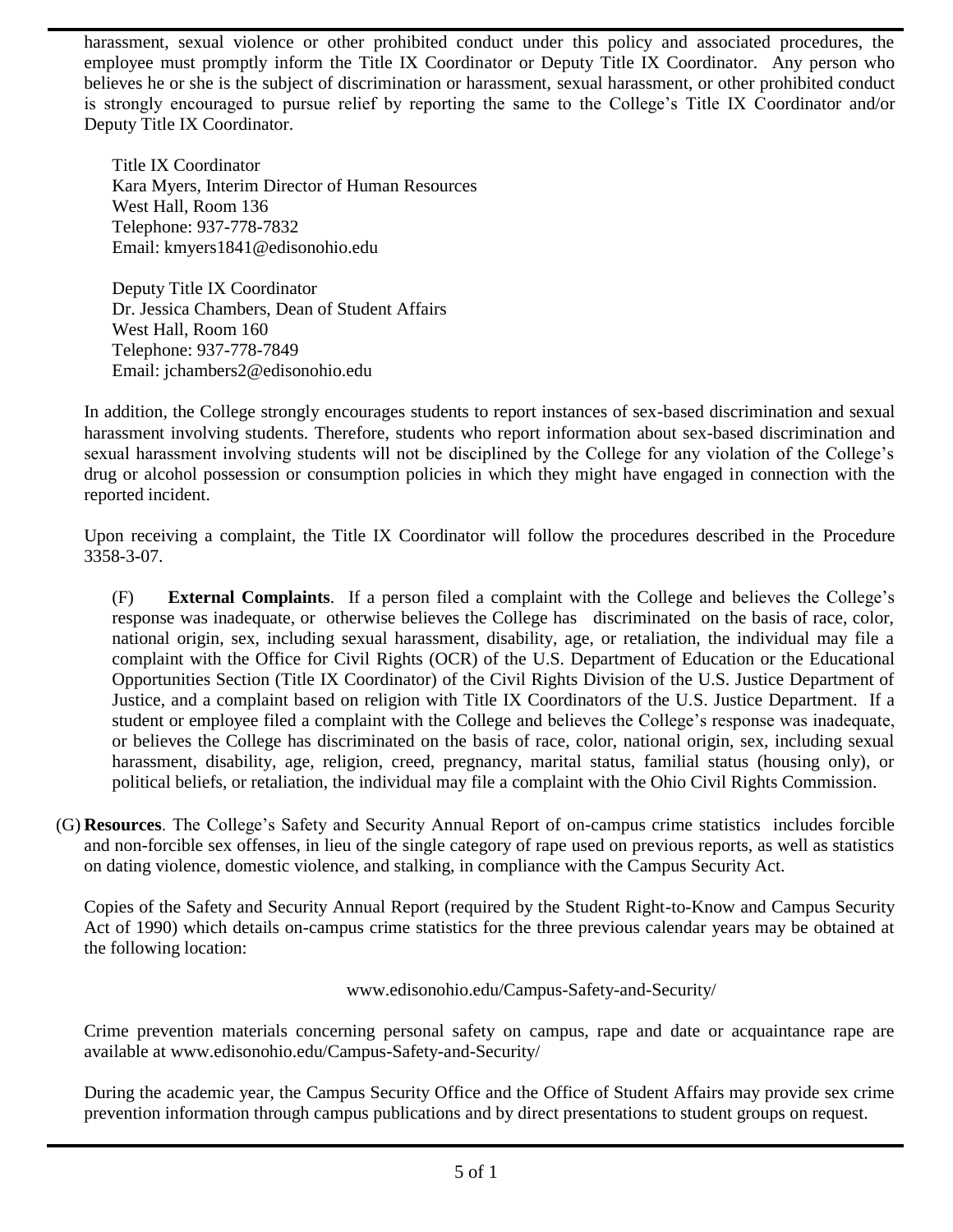harassment, sexual violence or other prohibited conduct under this policy and associated procedures, the employee must promptly inform the Title IX Coordinator or Deputy Title IX Coordinator. Any person who believes he or she is the subject of discrimination or harassment, sexual harassment, or other prohibited conduct is strongly encouraged to pursue relief by reporting the same to the College's Title IX Coordinator and/or Deputy Title IX Coordinator.

Title IX Coordinator
Kara Myers, Interim Director of Human Resources
West Hall, Room 136
Telephone: 937-778-7832
Email: kmyers1841@edisonohio.edu

Deputy Title IX Coordinator
Dr. Jessica Chambers, Dean of Student Affairs
West Hall, Room 160
Telephone: 937-778-7849
Email: jchambers2@edisonohio.edu

In addition, the College strongly encourages students to report instances of sex-based discrimination and sexual harassment involving students. Therefore, students who report information about sex-based discrimination and sexual harassment involving students will not be disciplined by the College for any violation of the College's drug or alcohol possession or consumption policies in which they might have engaged in connection with the reported incident.

Upon receiving a complaint, the Title IX Coordinator will follow the procedures described in the Procedure 3358-3-07.

(F) **External Complaints**. If a person filed a complaint with the College and believes the College's response was inadequate, or otherwise believes the College has discriminated on the basis of race, color, national origin, sex, including sexual harassment, disability, age, or retaliation, the individual may file a complaint with the Office for Civil Rights (OCR) of the U.S. Department of Education or the Educational Opportunities Section (Title IX Coordinator) of the Civil Rights Division of the U.S. Justice Department of Justice, and a complaint based on religion with Title IX Coordinators of the U.S. Justice Department. If a student or employee filed a complaint with the College and believes the College's response was inadequate, or believes the College has discriminated on the basis of race, color, national origin, sex, including sexual harassment, disability, age, religion, creed, pregnancy, marital status, familial status (housing only), or political beliefs, or retaliation, the individual may file a complaint with the Ohio Civil Rights Commission.

(G) **Resources**. The College's Safety and Security Annual Report of on-campus crime statistics includes forcible and non-forcible sex offenses, in lieu of the single category of rape used on previous reports, as well as statistics on dating violence, domestic violence, and stalking, in compliance with the Campus Security Act.

Copies of the Safety and Security Annual Report (required by the Student Right-to-Know and Campus Security Act of 1990) which details on-campus crime statistics for the three previous calendar years may be obtained at the following location:

www.edisonohio.edu/Campus-Safety-and-Security/

Crime prevention materials concerning personal safety on campus, rape and date or acquaintance rape are available at www.edisonohio.edu/Campus-Safety-and-Security/

During the academic year, the Campus Security Office and the Office of Student Affairs may provide sex crime prevention information through campus publications and by direct presentations to student groups on request.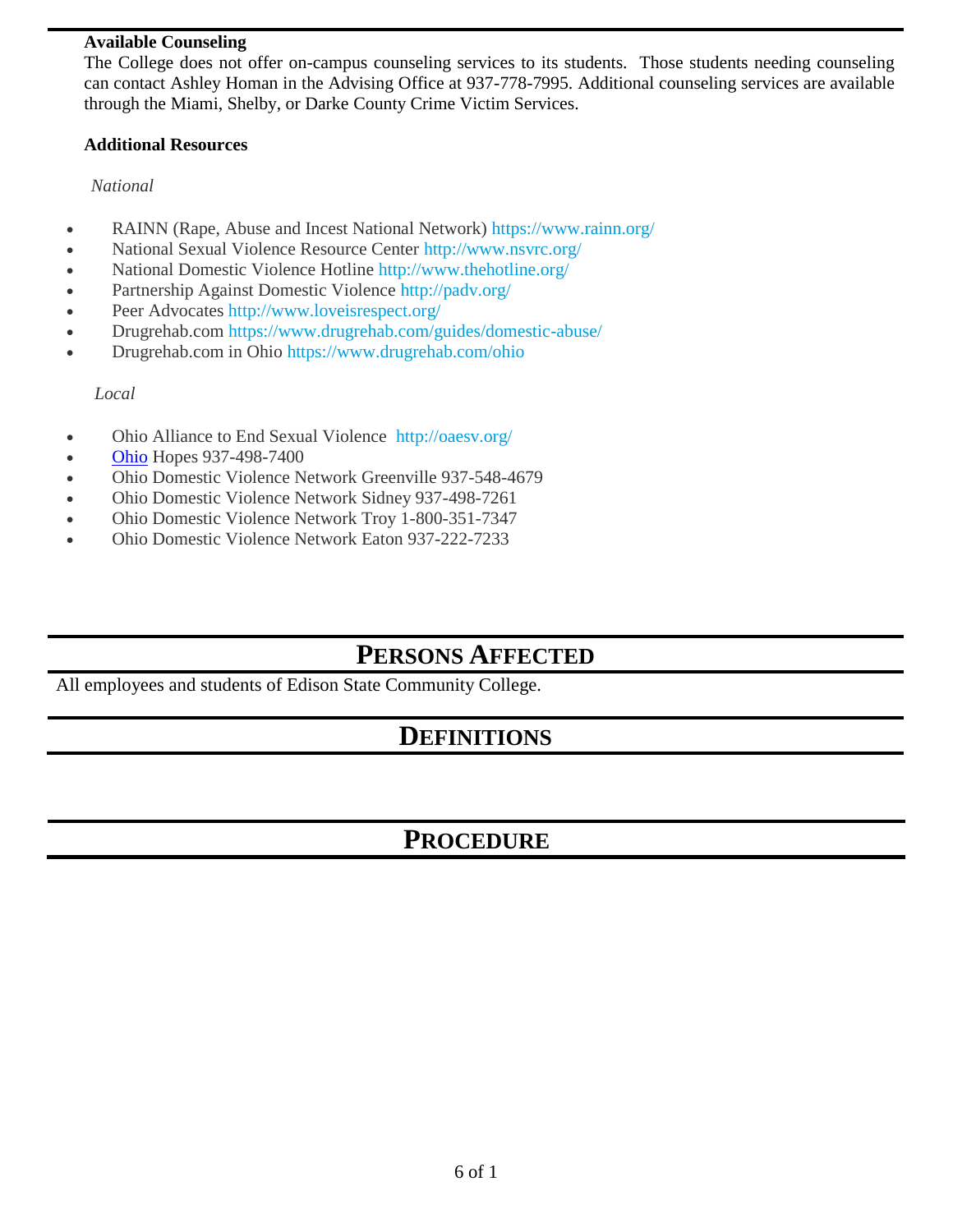**Available Counseling**

The College does not offer on-campus counseling services to its students. Those students needing counseling can contact Ashley Homan in the Advising Office at 937-778-7995. Additional counseling services are available through the Miami, Shelby, or Darke County Crime Victim Services.

**Additional Resources**

*National*

- RAINN (Rape, Abuse and Incest National Network) https://www.rainn.org/
- National Sexual Violence Resource Center http://www.nsvrc.org/
- National Domestic Violence Hotline http://www.thehotline.org/
- Partnership Against Domestic Violence http://padv.org/
- Peer Advocates http://www.loveisrespect.org/
- Drugrehab.com https://www.drugrehab.com/guides/domestic-abuse/
- Drugrehab.com in Ohio https://www.drugrehab.com/ohio

*Local*

- Ohio Alliance to End Sexual Violence http://oaesv.org/
- Ohio Hopes 937-498-7400
- Ohio Domestic Violence Network Greenville 937-548-4679
- Ohio Domestic Violence Network Sidney 937-498-7261
- Ohio Domestic Violence Network Troy 1-800-351-7347
- Ohio Domestic Violence Network Eaton 937-222-7233

## PERSONS AFFECTED

All employees and students of Edison State Community College.

## DEFINITIONS

## PROCEDURE